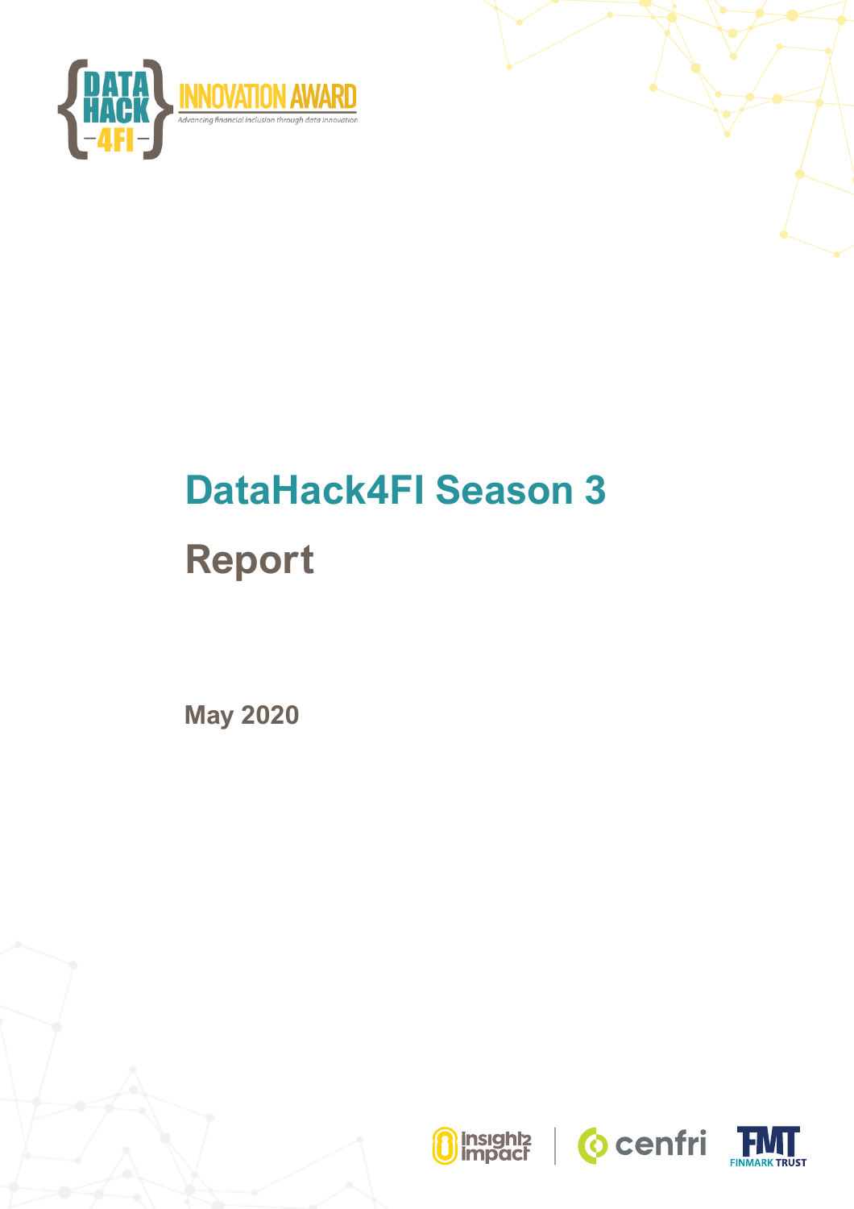DATA HACK 4FI INNOVATION AWARD

Advancing financial inclusion through data innovation

# DataHack4FI Season 3

# Report

**May 2020**

insight2impact | cenfri | FMT FINMARK TRUST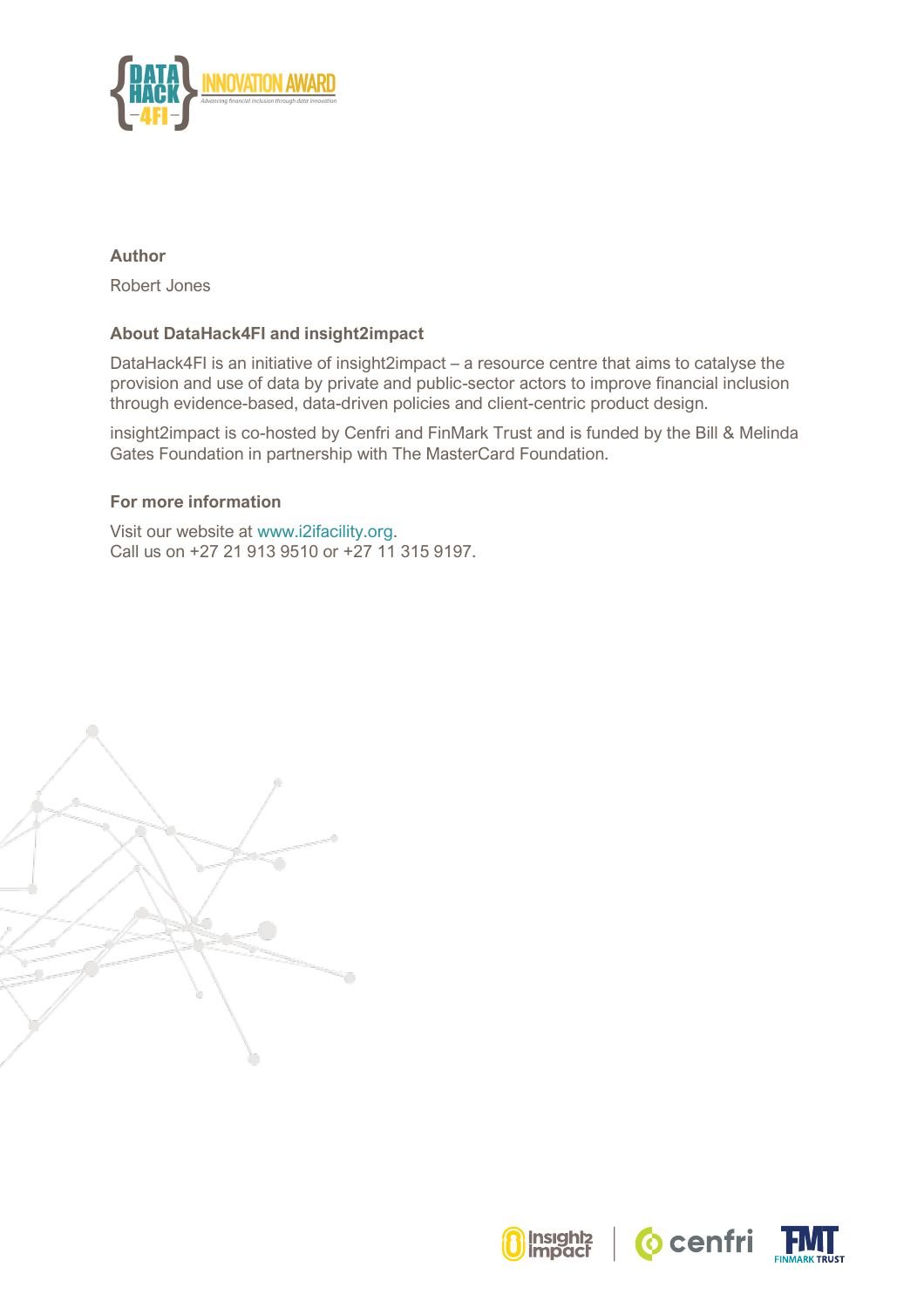**Author**

Robert Jones

**About DataHack4FI and insight2impact**

DataHack4FI is an initiative of insight2impact – a resource centre that aims to catalyse the provision and use of data by private and public-sector actors to improve financial inclusion through evidence-based, data-driven policies and client-centric product design.

insight2impact is co-hosted by Cenfri and FinMark Trust and is funded by the Bill & Melinda Gates Foundation in partnership with The MasterCard Foundation.

**For more information**

Visit our website at www.i2ifacility.org.
Call us on +27 21 913 9510 or +27 11 315 9197.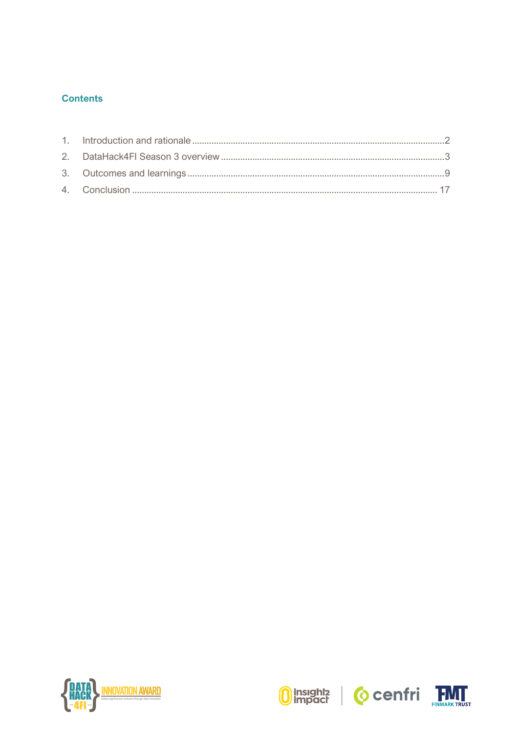## Contents

1. Introduction and rationale ........................................................................................................2
2. DataHack4FI Season 3 overview ...........................................................................................3
3. Outcomes and learnings .........................................................................................................9
4. Conclusion ............................................................................................................................. 17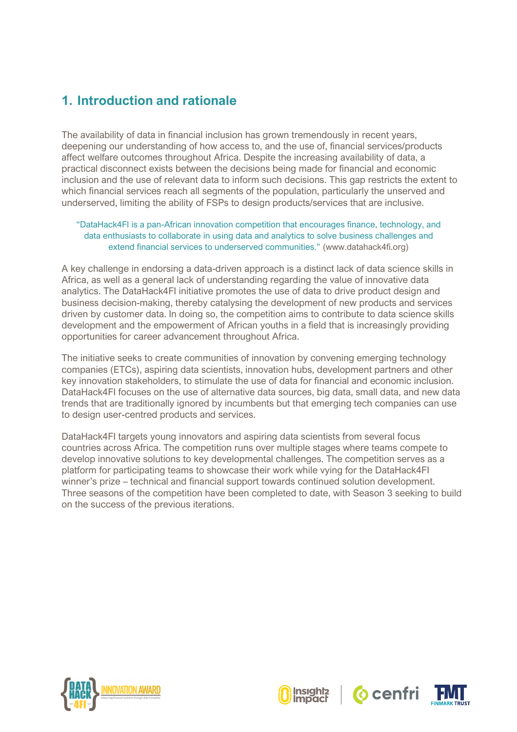## 1. Introduction and rationale

The availability of data in financial inclusion has grown tremendously in recent years, deepening our understanding of how access to, and the use of, financial services/products affect welfare outcomes throughout Africa. Despite the increasing availability of data, a practical disconnect exists between the decisions being made for financial and economic inclusion and the use of relevant data to inform such decisions. This gap restricts the extent to which financial services reach all segments of the population, particularly the unserved and underserved, limiting the ability of FSPs to design products/services that are inclusive.

> "DataHack4FI is a pan-African innovation competition that encourages finance, technology, and data enthusiasts to collaborate in using data and analytics to solve business challenges and extend financial services to underserved communities." (www.datahack4fi.org)

A key challenge in endorsing a data-driven approach is a distinct lack of data science skills in Africa, as well as a general lack of understanding regarding the value of innovative data analytics. The DataHack4FI initiative promotes the use of data to drive product design and business decision-making, thereby catalysing the development of new products and services driven by customer data. In doing so, the competition aims to contribute to data science skills development and the empowerment of African youths in a field that is increasingly providing opportunities for career advancement throughout Africa.

The initiative seeks to create communities of innovation by convening emerging technology companies (ETCs), aspiring data scientists, innovation hubs, development partners and other key innovation stakeholders, to stimulate the use of data for financial and economic inclusion. DataHack4FI focuses on the use of alternative data sources, big data, small data, and new data trends that are traditionally ignored by incumbents but that emerging tech companies can use to design user-centred products and services.

DataHack4FI targets young innovators and aspiring data scientists from several focus countries across Africa. The competition runs over multiple stages where teams compete to develop innovative solutions to key developmental challenges. The competition serves as a platform for participating teams to showcase their work while vying for the DataHack4FI winner's prize – technical and financial support towards continued solution development. Three seasons of the competition have been completed to date, with Season 3 seeking to build on the success of the previous iterations.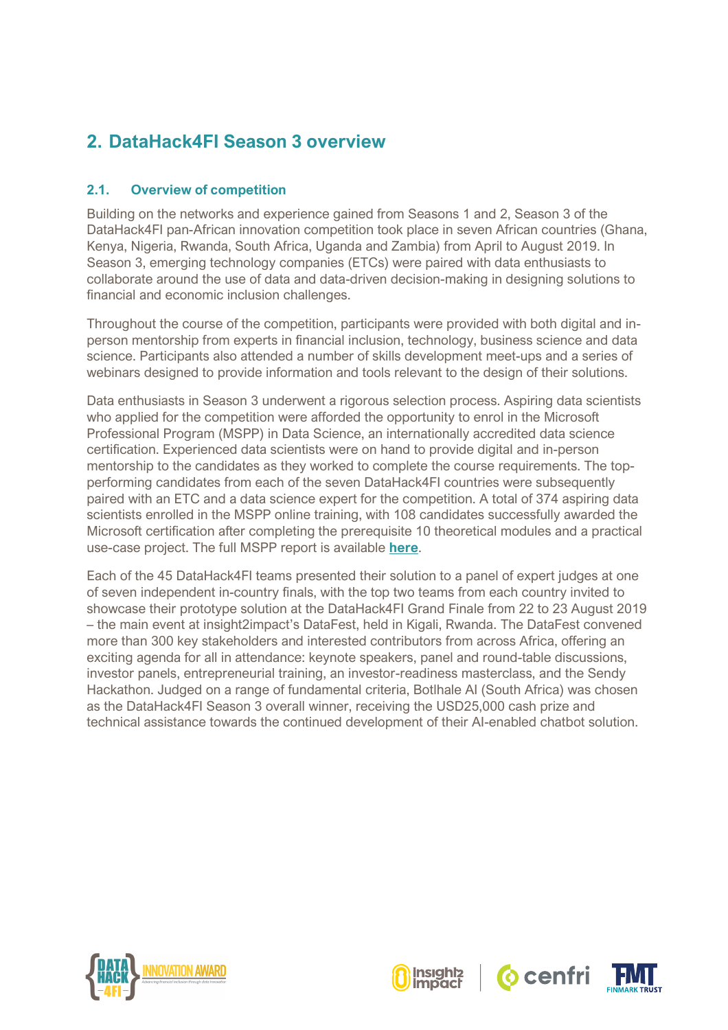## 2. DataHack4FI Season 3 overview

### 2.1. Overview of competition

Building on the networks and experience gained from Seasons 1 and 2, Season 3 of the DataHack4FI pan-African innovation competition took place in seven African countries (Ghana, Kenya, Nigeria, Rwanda, South Africa, Uganda and Zambia) from April to August 2019. In Season 3, emerging technology companies (ETCs) were paired with data enthusiasts to collaborate around the use of data and data-driven decision-making in designing solutions to financial and economic inclusion challenges.

Throughout the course of the competition, participants were provided with both digital and in-person mentorship from experts in financial inclusion, technology, business science and data science. Participants also attended a number of skills development meet-ups and a series of webinars designed to provide information and tools relevant to the design of their solutions.

Data enthusiasts in Season 3 underwent a rigorous selection process. Aspiring data scientists who applied for the competition were afforded the opportunity to enrol in the Microsoft Professional Program (MSPP) in Data Science, an internationally accredited data science certification. Experienced data scientists were on hand to provide digital and in-person mentorship to the candidates as they worked to complete the course requirements. The top-performing candidates from each of the seven DataHack4FI countries were subsequently paired with an ETC and a data science expert for the competition. A total of 374 aspiring data scientists enrolled in the MSPP online training, with 108 candidates successfully awarded the Microsoft certification after completing the prerequisite 10 theoretical modules and a practical use-case project. The full MSPP report is available **here**.

Each of the 45 DataHack4FI teams presented their solution to a panel of expert judges at one of seven independent in-country finals, with the top two teams from each country invited to showcase their prototype solution at the DataHack4FI Grand Finale from 22 to 23 August 2019 – the main event at insight2impact's DataFest, held in Kigali, Rwanda. The DataFest convened more than 300 key stakeholders and interested contributors from across Africa, offering an exciting agenda for all in attendance: keynote speakers, panel and round-table discussions, investor panels, entrepreneurial training, an investor-readiness masterclass, and the Sendy Hackathon. Judged on a range of fundamental criteria, Botlhale AI (South Africa) was chosen as the DataHack4FI Season 3 overall winner, receiving the USD25,000 cash prize and technical assistance towards the continued development of their AI-enabled chatbot solution.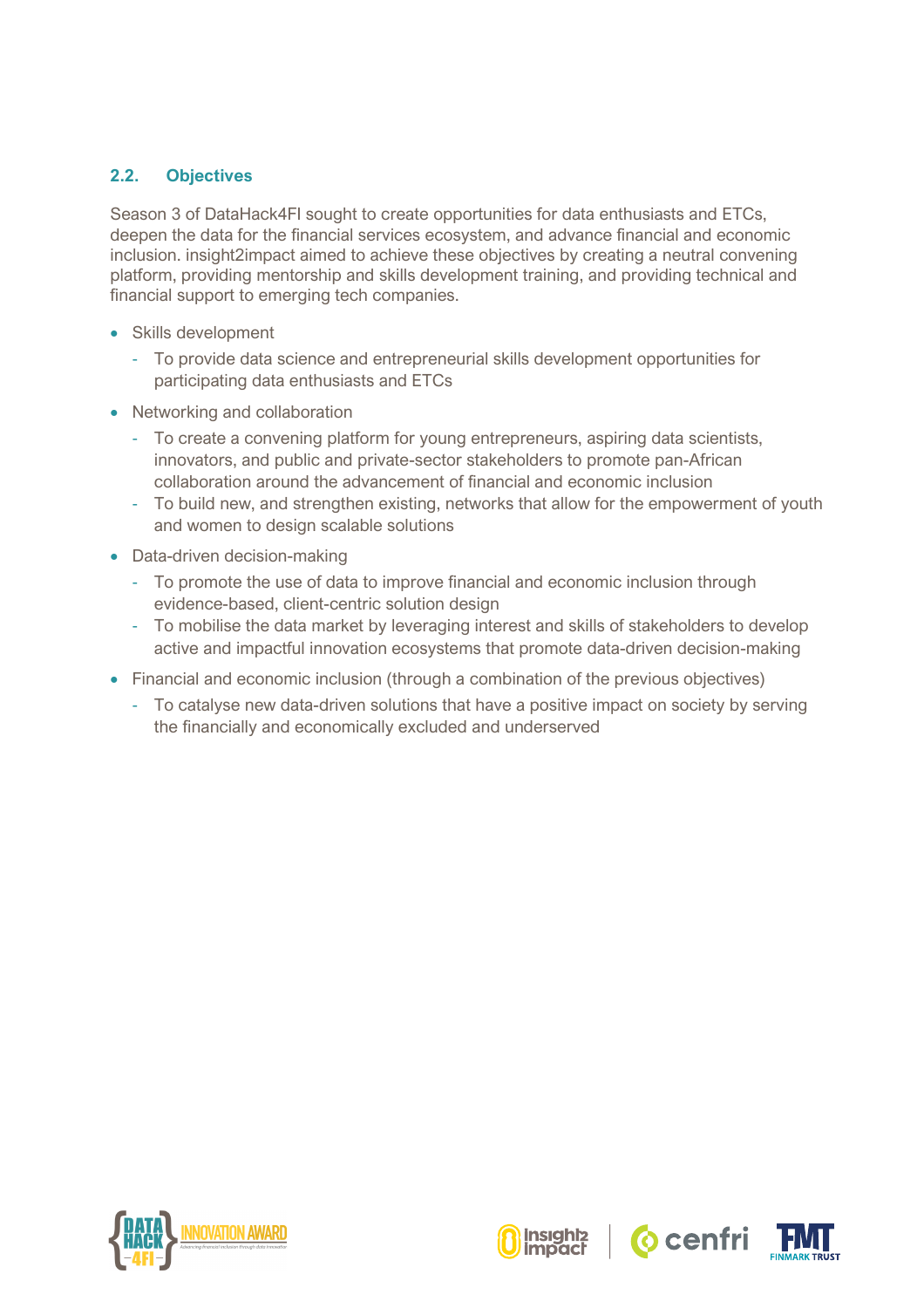## 2.2. Objectives

Season 3 of DataHack4FI sought to create opportunities for data enthusiasts and ETCs, deepen the data for the financial services ecosystem, and advance financial and economic inclusion. insight2impact aimed to achieve these objectives by creating a neutral convening platform, providing mentorship and skills development training, and providing technical and financial support to emerging tech companies.

- Skills development
  - To provide data science and entrepreneurial skills development opportunities for participating data enthusiasts and ETCs
- Networking and collaboration
  - To create a convening platform for young entrepreneurs, aspiring data scientists, innovators, and public and private-sector stakeholders to promote pan-African collaboration around the advancement of financial and economic inclusion
  - To build new, and strengthen existing, networks that allow for the empowerment of youth and women to design scalable solutions
- Data-driven decision-making
  - To promote the use of data to improve financial and economic inclusion through evidence-based, client-centric solution design
  - To mobilise the data market by leveraging interest and skills of stakeholders to develop active and impactful innovation ecosystems that promote data-driven decision-making
- Financial and economic inclusion (through a combination of the previous objectives)
  - To catalyse new data-driven solutions that have a positive impact on society by serving the financially and economically excluded and underserved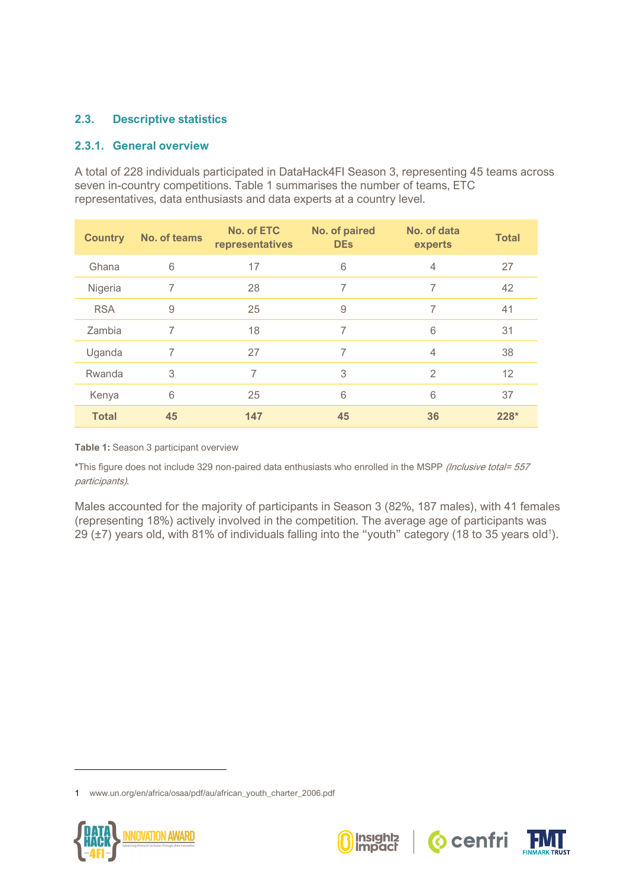## 2.3. Descriptive statistics

### 2.3.1. General overview

A total of 228 individuals participated in DataHack4FI Season 3, representing 45 teams across seven in-country competitions. Table 1 summarises the number of teams, ETC representatives, data enthusiasts and data experts at a country level.

| Country | No. of teams | No. of ETC representatives | No. of paired DEs | No. of data experts | Total |
|---|---|---|---|---|---|
| Ghana | 6 | 17 | 6 | 4 | 27 |
| Nigeria | 7 | 28 | 7 | 7 | 42 |
| RSA | 9 | 25 | 9 | 7 | 41 |
| Zambia | 7 | 18 | 7 | 6 | 31 |
| Uganda | 7 | 27 | 7 | 4 | 38 |
| Rwanda | 3 | 7 | 3 | 2 | 12 |
| Kenya | 6 | 25 | 6 | 6 | 37 |
| **Total** | **45** | **147** | **45** | **36** | **228*** |

**Table 1:** Season 3 participant overview

*This figure does not include 329 non-paired data enthusiasts who enrolled in the MSPP *(Inclusive total= 557 participants)*.

Males accounted for the majority of participants in Season 3 (82%, 187 males), with 41 females (representing 18%) actively involved in the competition. The average age of participants was 29 (±7) years old, with 81% of individuals falling into the "youth" category (18 to 35 years old[1]).

1 www.un.org/en/africa/osaa/pdf/au/african_youth_charter_2006.pdf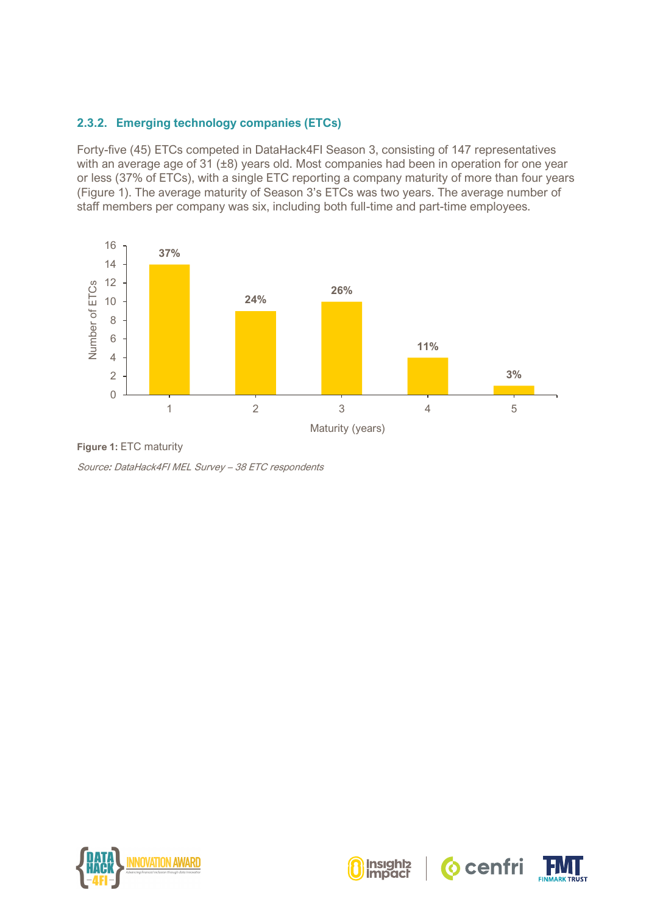### 2.3.2. Emerging technology companies (ETCs)

Forty-five (45) ETCs competed in DataHack4FI Season 3, consisting of 147 representatives with an average age of 31 (±8) years old. Most companies had been in operation for one year or less (37% of ETCs), with a single ETC reporting a company maturity of more than four years (Figure 1). The average maturity of Season 3's ETCs was two years. The average number of staff members per company was six, including both full-time and part-time employees.

| Maturity (years) | Number of ETCs | Percentage |
|---|---|---|
| 1 | 14 | 37% |
| 2 | 9 | 24% |
| 3 | 10 | 26% |
| 4 | 4 | 11% |
| 5 | 1 | 3% |

**Figure 1:** ETC maturity

*Source: DataHack4FI MEL Survey – 38 ETC respondents*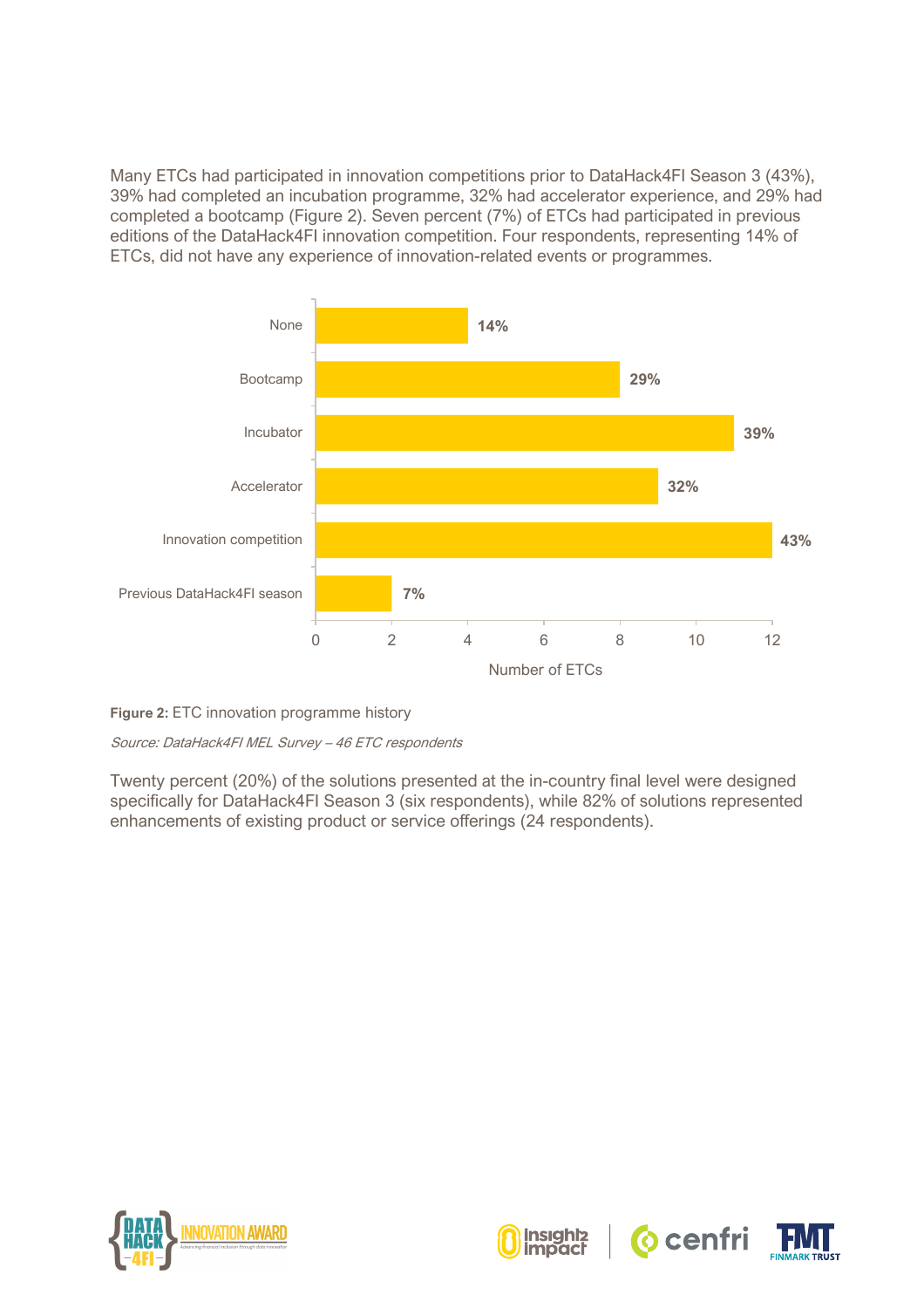Many ETCs had participated in innovation competitions prior to DataHack4FI Season 3 (43%), 39% had completed an incubation programme, 32% had accelerator experience, and 29% had completed a bootcamp (Figure 2). Seven percent (7%) of ETCs had participated in previous editions of the DataHack4FI innovation competition. Four respondents, representing 14% of ETCs, did not have any experience of innovation-related events or programmes.

| Programme | Share of ETCs |
| --- | --- |
| None | 14% |
| Bootcamp | 29% |
| Incubator | 39% |
| Accelerator | 32% |
| Innovation competition | 43% |
| Previous DataHack4FI season | 7% |

**Figure 2:** ETC innovation programme history

*Source: DataHack4FI MEL Survey – 46 ETC respondents*

Twenty percent (20%) of the solutions presented at the in-country final level were designed specifically for DataHack4FI Season 3 (six respondents), while 82% of solutions represented enhancements of existing product or service offerings (24 respondents).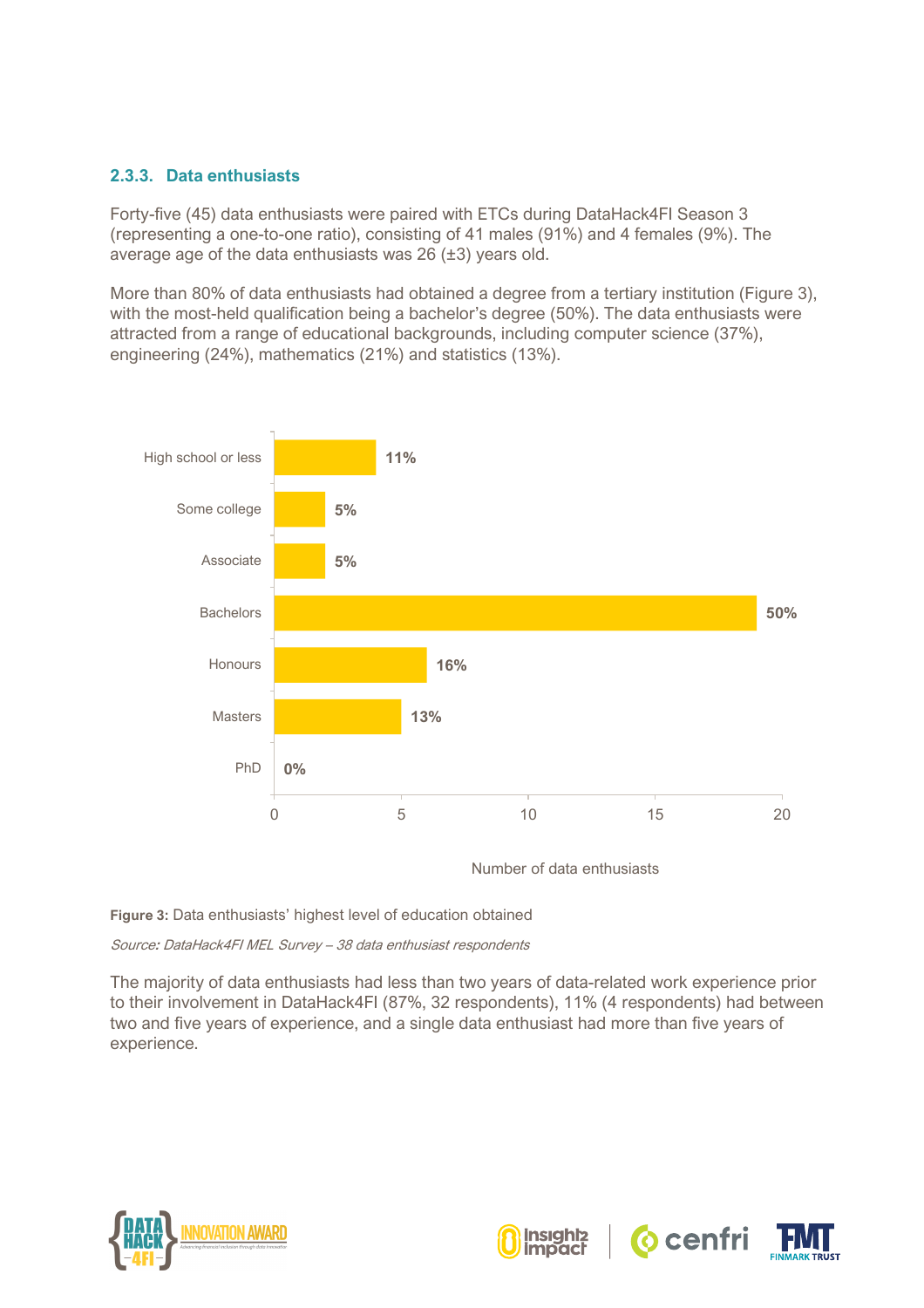### 2.3.3. Data enthusiasts

Forty-five (45) data enthusiasts were paired with ETCs during DataHack4FI Season 3 (representing a one-to-one ratio), consisting of 41 males (91%) and 4 females (9%). The average age of the data enthusiasts was 26 (±3) years old.

More than 80% of data enthusiasts had obtained a degree from a tertiary institution (Figure 3), with the most-held qualification being a bachelor's degree (50%). The data enthusiasts were attracted from a range of educational backgrounds, including computer science (37%), engineering (24%), mathematics (21%) and statistics (13%).

| Highest level of education | Share of data enthusiasts |
|---|---|
| High school or less | 11% |
| Some college | 5% |
| Associate | 5% |
| Bachelors | 50% |
| Honours | 16% |
| Masters | 13% |
| PhD | 0% |

**Figure 3:** Data enthusiasts' highest level of education obtained

*Source: DataHack4FI MEL Survey – 38 data enthusiast respondents*

The majority of data enthusiasts had less than two years of data-related work experience prior to their involvement in DataHack4FI (87%, 32 respondents), 11% (4 respondents) had between two and five years of experience, and a single data enthusiast had more than five years of experience.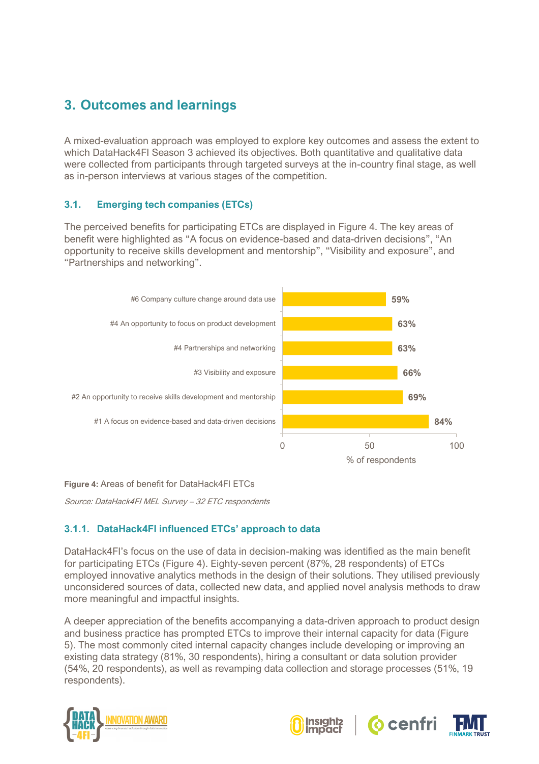## 3. Outcomes and learnings

A mixed-evaluation approach was employed to explore key outcomes and assess the extent to which DataHack4FI Season 3 achieved its objectives. Both quantitative and qualitative data were collected from participants through targeted surveys at the in-country final stage, as well as in-person interviews at various stages of the competition.

### 3.1. Emerging tech companies (ETCs)

The perceived benefits for participating ETCs are displayed in Figure 4. The key areas of benefit were highlighted as "A focus on evidence-based and data-driven decisions", "An opportunity to receive skills development and mentorship", "Visibility and exposure", and "Partnerships and networking".

| Area of benefit | % of respondents |
| --- | --- |
| #6 Company culture change around data use | 59% |
| #4 An opportunity to focus on product development | 63% |
| #4 Partnerships and networking | 63% |
| #3 Visibility and exposure | 66% |
| #2 An opportunity to receive skills development and mentorship | 69% |
| #1 A focus on evidence-based and data-driven decisions | 84% |

**Figure 4:** Areas of benefit for DataHack4FI ETCs

*Source: DataHack4FI MEL Survey – 32 ETC respondents*

#### 3.1.1. DataHack4FI influenced ETCs' approach to data

DataHack4FI's focus on the use of data in decision-making was identified as the main benefit for participating ETCs (Figure 4). Eighty-seven percent (87%, 28 respondents) of ETCs employed innovative analytics methods in the design of their solutions. They utilised previously unconsidered sources of data, collected new data, and applied novel analysis methods to draw more meaningful and impactful insights.

A deeper appreciation of the benefits accompanying a data-driven approach to product design and business practice has prompted ETCs to improve their internal capacity for data (Figure 5). The most commonly cited internal capacity changes include developing or improving an existing data strategy (81%, 30 respondents), hiring a consultant or data solution provider (54%, 20 respondents), as well as revamping data collection and storage processes (51%, 19 respondents).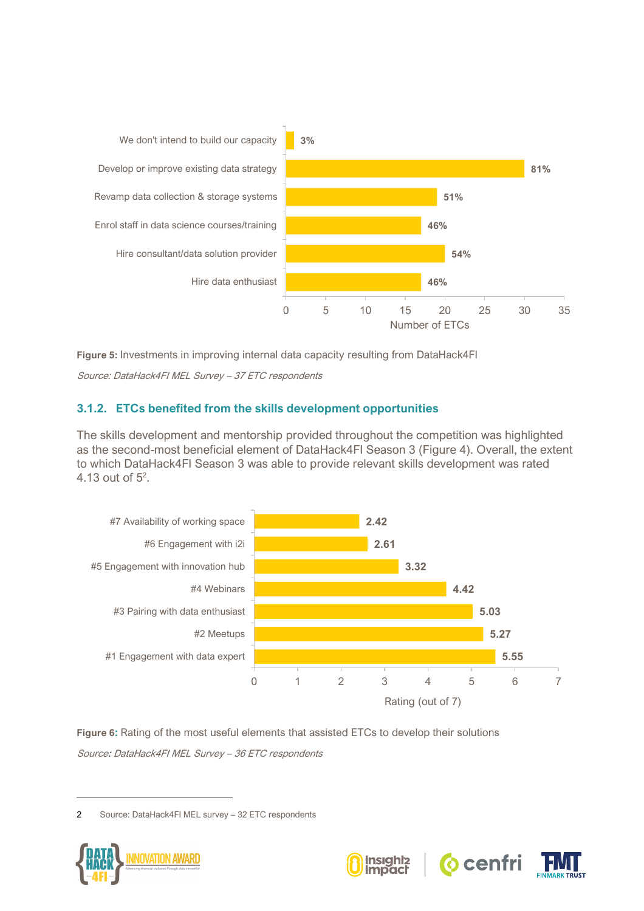| | Number of ETCs |
|---|---|
| We don't intend to build our capacity | 3% |
| Develop or improve existing data strategy | 81% |
| Revamp data collection & storage systems | 51% |
| Enrol staff in data science courses/training | 46% |
| Hire consultant/data solution provider | 54% |
| Hire data enthusiast | 46% |

**Figure 5:** Investments in improving internal data capacity resulting from DataHack4FI

*Source: DataHack4FI MEL Survey – 37 ETC respondents*

### 3.1.2. ETCs benefited from the skills development opportunities

The skills development and mentorship provided throughout the competition was highlighted as the second-most beneficial element of DataHack4FI Season 3 (Figure 4). Overall, the extent to which DataHack4FI Season 3 was able to provide relevant skills development was rated 4.13 out of 5[2].

| | Rating (out of 7) |
|---|---|
| #7 Availability of working space | 2.42 |
| #6 Engagement with i2i | 2.61 |
| #5 Engagement with innovation hub | 3.32 |
| #4 Webinars | 4.42 |
| #3 Pairing with data enthusiast | 5.03 |
| #2 Meetups | 5.27 |
| #1 Engagement with data expert | 5.55 |

**Figure 6:** Rating of the most useful elements that assisted ETCs to develop their solutions

*Source: DataHack4FI MEL Survey – 36 ETC respondents*

2 Source: DataHack4FI MEL survey – 32 ETC respondents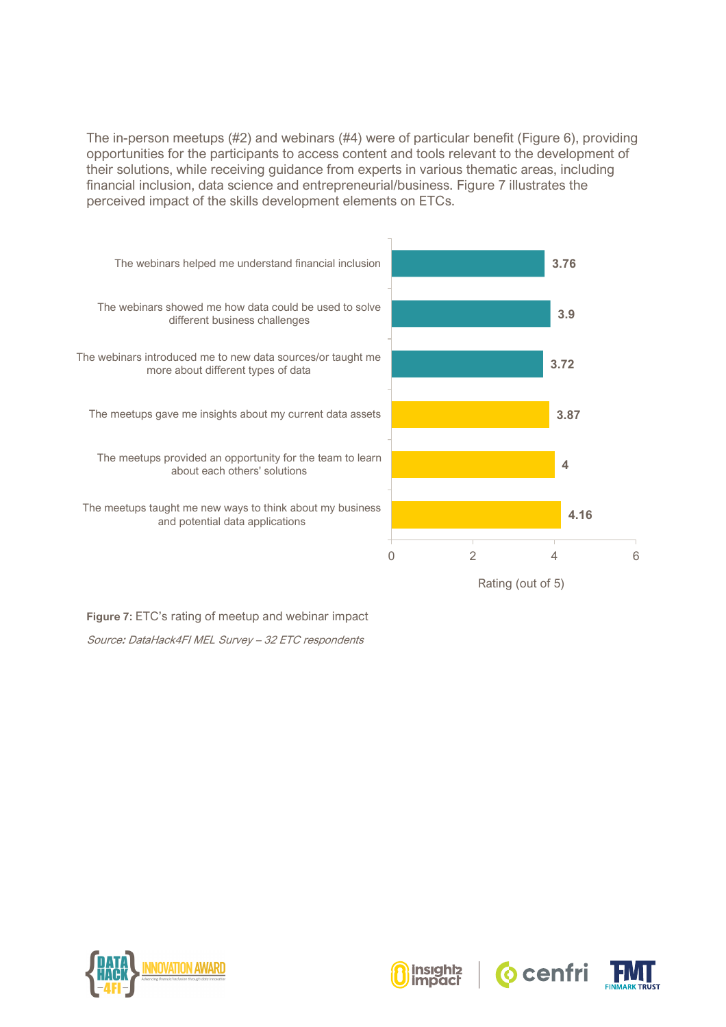The in-person meetups (#2) and webinars (#4) were of particular benefit (Figure 6), providing opportunities for the participants to access content and tools relevant to the development of their solutions, while receiving guidance from experts in various thematic areas, including financial inclusion, data science and entrepreneurial/business. Figure 7 illustrates the perceived impact of the skills development elements on ETCs.

| Statement | Rating (out of 5) |
| --- | --- |
| The webinars helped me understand financial inclusion | 3.76 |
| The webinars showed me how data could be used to solve different business challenges | 3.9 |
| The webinars introduced me to new data sources/or taught me more about different types of data | 3.72 |
| The meetups gave me insights about my current data assets | 3.87 |
| The meetups provided an opportunity for the team to learn about each others' solutions | 4 |
| The meetups taught me new ways to think about my business and potential data applications | 4.16 |

**Figure 7:** ETC's rating of meetup and webinar impact

*Source: DataHack4FI MEL Survey – 32 ETC respondents*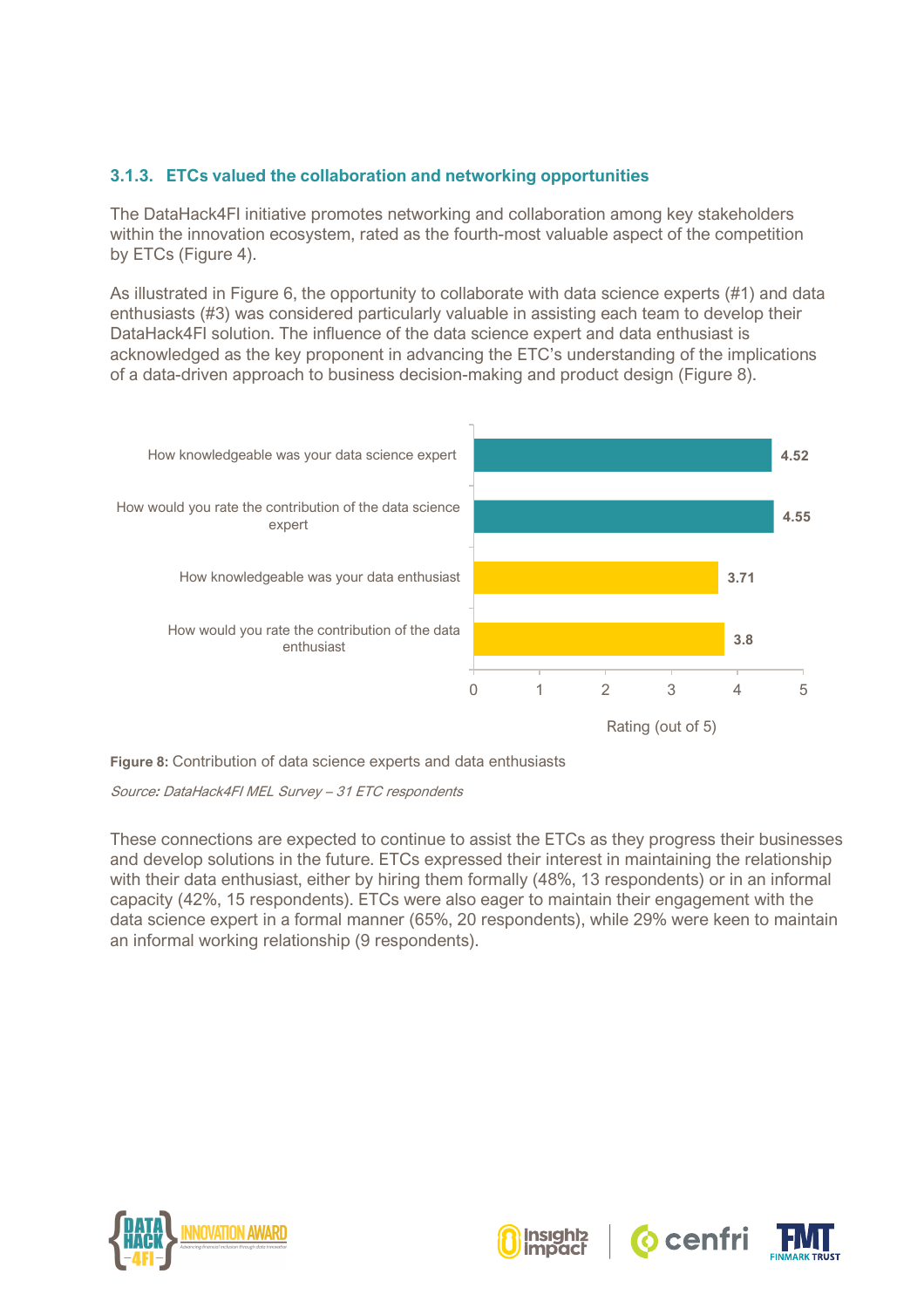### 3.1.3. ETCs valued the collaboration and networking opportunities

The DataHack4FI initiative promotes networking and collaboration among key stakeholders within the innovation ecosystem, rated as the fourth-most valuable aspect of the competition by ETCs (Figure 4).

As illustrated in Figure 6, the opportunity to collaborate with data science experts (#1) and data enthusiasts (#3) was considered particularly valuable in assisting each team to develop their DataHack4FI solution. The influence of the data science expert and data enthusiast is acknowledged as the key proponent in advancing the ETC's understanding of the implications of a data-driven approach to business decision-making and product design (Figure 8).

| Question | Rating (out of 5) |
|---|---|
| How knowledgeable was your data science expert | 4.52 |
| How would you rate the contribution of the data science expert | 4.55 |
| How knowledgeable was your data enthusiast | 3.71 |
| How would you rate the contribution of the data enthusiast | 3.8 |

**Figure 8:** Contribution of data science experts and data enthusiasts

*Source: DataHack4FI MEL Survey – 31 ETC respondents*

These connections are expected to continue to assist the ETCs as they progress their businesses and develop solutions in the future. ETCs expressed their interest in maintaining the relationship with their data enthusiast, either by hiring them formally (48%, 13 respondents) or in an informal capacity (42%, 15 respondents). ETCs were also eager to maintain their engagement with the data science expert in a formal manner (65%, 20 respondents), while 29% were keen to maintain an informal working relationship (9 respondents).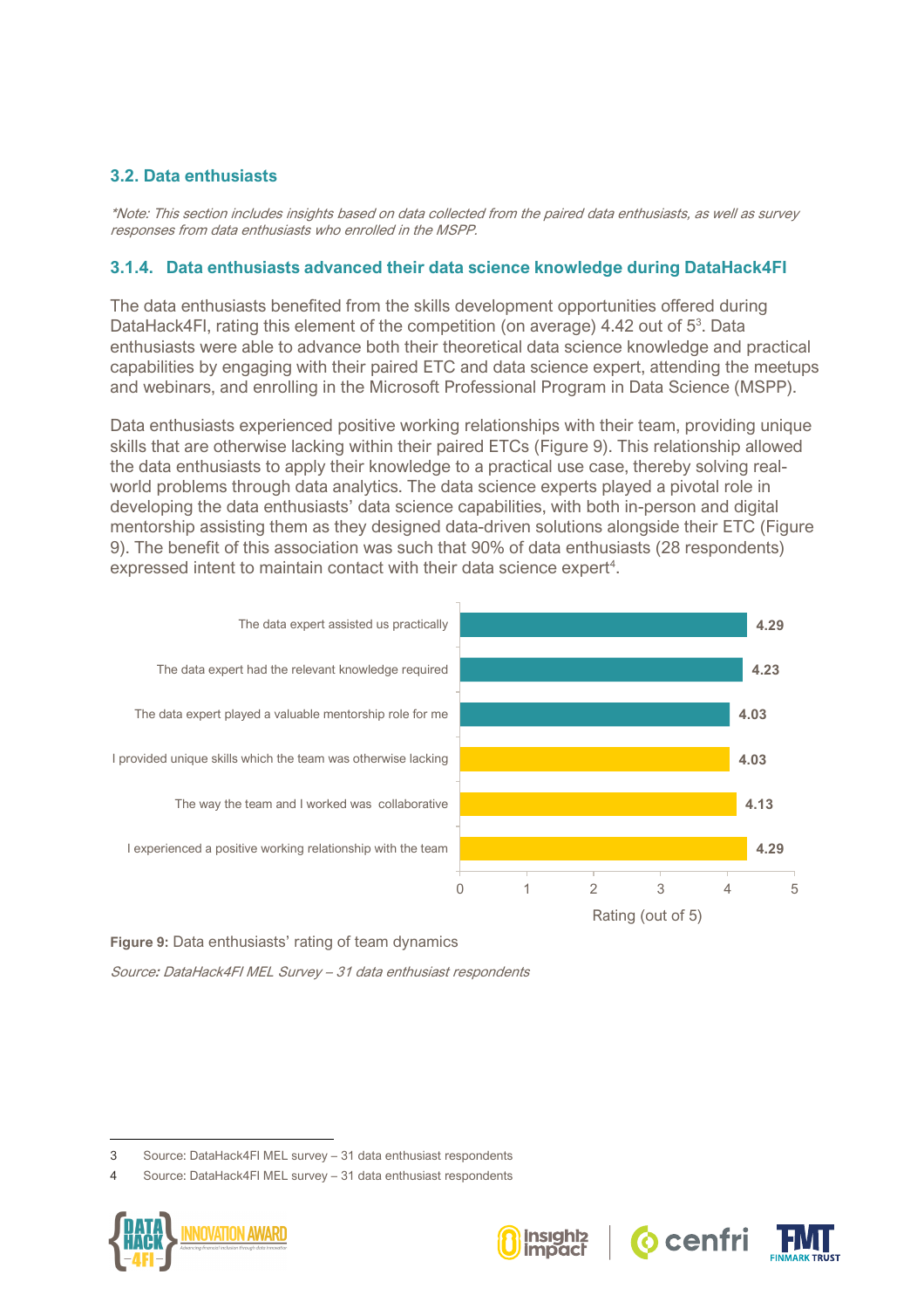### 3.2. Data enthusiasts

*\*Note: This section includes insights based on data collected from the paired data enthusiasts, as well as survey responses from data enthusiasts who enrolled in the MSPP.*

#### 3.1.4. Data enthusiasts advanced their data science knowledge during DataHack4FI

The data enthusiasts benefited from the skills development opportunities offered during DataHack4FI, rating this element of the competition (on average) 4.42 out of 5[3]. Data enthusiasts were able to advance both their theoretical data science knowledge and practical capabilities by engaging with their paired ETC and data science expert, attending the meetups and webinars, and enrolling in the Microsoft Professional Program in Data Science (MSPP).

Data enthusiasts experienced positive working relationships with their team, providing unique skills that are otherwise lacking within their paired ETCs (Figure 9). This relationship allowed the data enthusiasts to apply their knowledge to a practical use case, thereby solving real-world problems through data analytics. The data science experts played a pivotal role in developing the data enthusiasts' data science capabilities, with both in-person and digital mentorship assisting them as they designed data-driven solutions alongside their ETC (Figure 9). The benefit of this association was such that 90% of data enthusiasts (28 respondents) expressed intent to maintain contact with their data science expert[4].

| Statement | Rating (out of 5) |
|---|---|
| The data expert assisted us practically | 4.29 |
| The data expert had the relevant knowledge required | 4.23 |
| The data expert played a valuable mentorship role for me | 4.03 |
| I provided unique skills which the team was otherwise lacking | 4.03 |
| The way the team and I worked was collaborative | 4.13 |
| I experienced a positive working relationship with the team | 4.29 |

**Figure 9:** Data enthusiasts' rating of team dynamics

*Source: DataHack4FI MEL Survey – 31 data enthusiast respondents*

---

3 Source: DataHack4FI MEL survey – 31 data enthusiast respondents

4 Source: DataHack4FI MEL survey – 31 data enthusiast respondents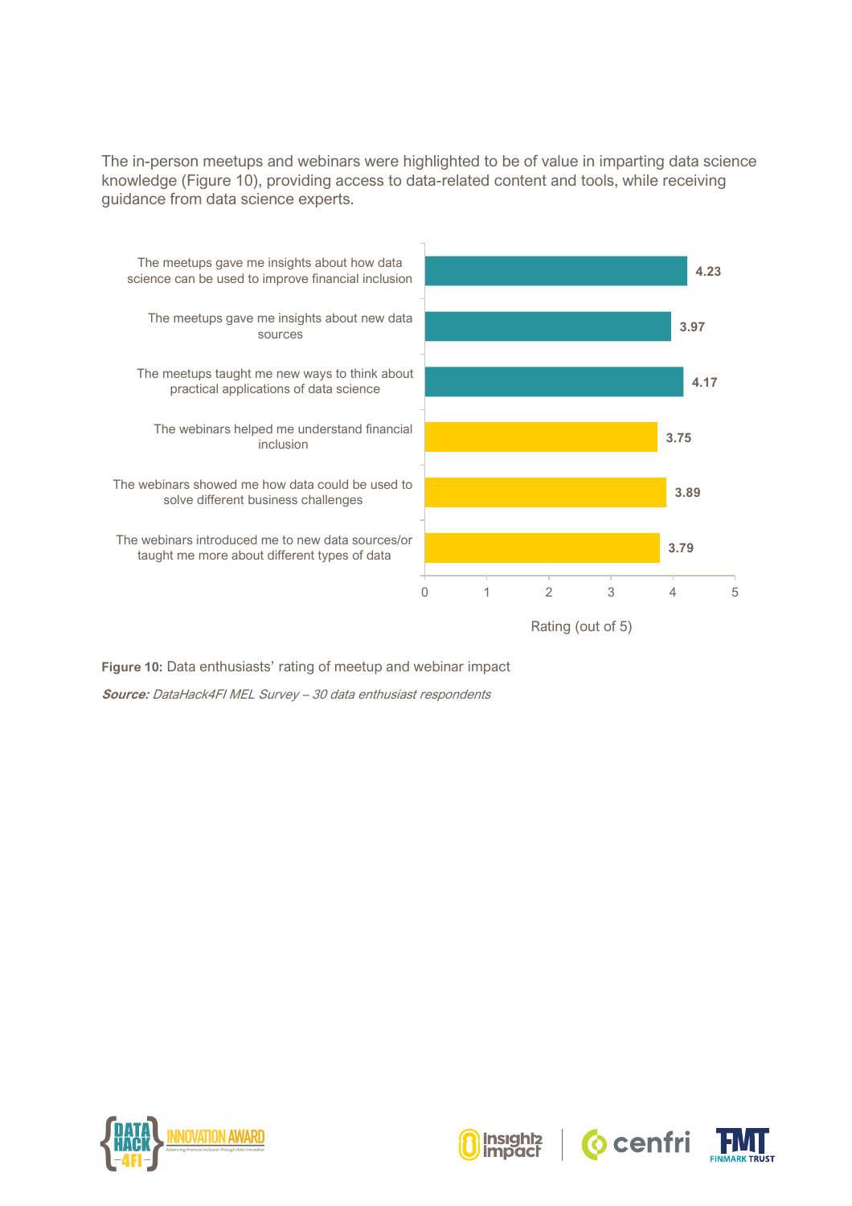The in-person meetups and webinars were highlighted to be of value in imparting data science knowledge (Figure 10), providing access to data-related content and tools, while receiving guidance from data science experts.

| Statement | Rating (out of 5) |
|---|---|
| The meetups gave me insights about how data science can be used to improve financial inclusion | 4.23 |
| The meetups gave me insights about new data sources | 3.97 |
| The meetups taught me new ways to think about practical applications of data science | 4.17 |
| The webinars helped me understand financial inclusion | 3.75 |
| The webinars showed me how data could be used to solve different business challenges | 3.89 |
| The webinars introduced me to new data sources/or taught me more about different types of data | 3.79 |

**Figure 10:** Data enthusiasts' rating of meetup and webinar impact

***Source:*** *DataHack4FI MEL Survey – 30 data enthusiast respondents*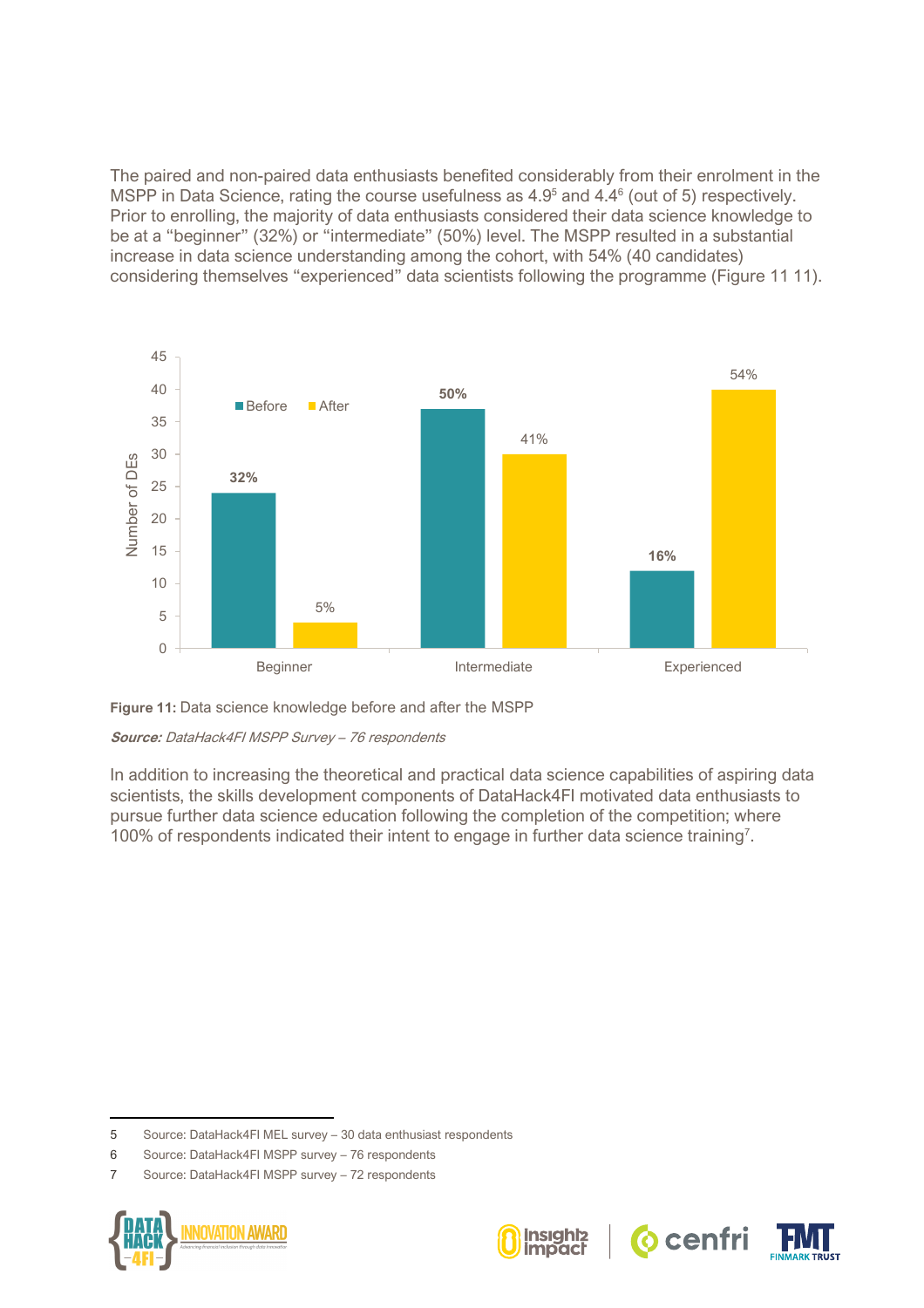The paired and non-paired data enthusiasts benefited considerably from their enrolment in the MSPP in Data Science, rating the course usefulness as 4.9[5] and 4.4[6] (out of 5) respectively. Prior to enrolling, the majority of data enthusiasts considered their data science knowledge to be at a "beginner" (32%) or "intermediate" (50%) level. The MSPP resulted in a substantial increase in data science understanding among the cohort, with 54% (40 candidates) considering themselves "experienced" data scientists following the programme (Figure 11 11).

| Number of DEs | Before | After |
| --- | --- | --- |
| Beginner | 32% | 5% |
| Intermediate | 50% | 41% |
| Experienced | 16% | 54% |

**Figure 11:** Data science knowledge before and after the MSPP

***Source:*** *DataHack4FI MSPP Survey – 76 respondents*

In addition to increasing the theoretical and practical data science capabilities of aspiring data scientists, the skills development components of DataHack4FI motivated data enthusiasts to pursue further data science education following the completion of the competition; where 100% of respondents indicated their intent to engage in further data science training[7].

5 Source: DataHack4FI MEL survey – 30 data enthusiast respondents

6 Source: DataHack4FI MSPP survey – 76 respondents

7 Source: DataHack4FI MSPP survey – 72 respondents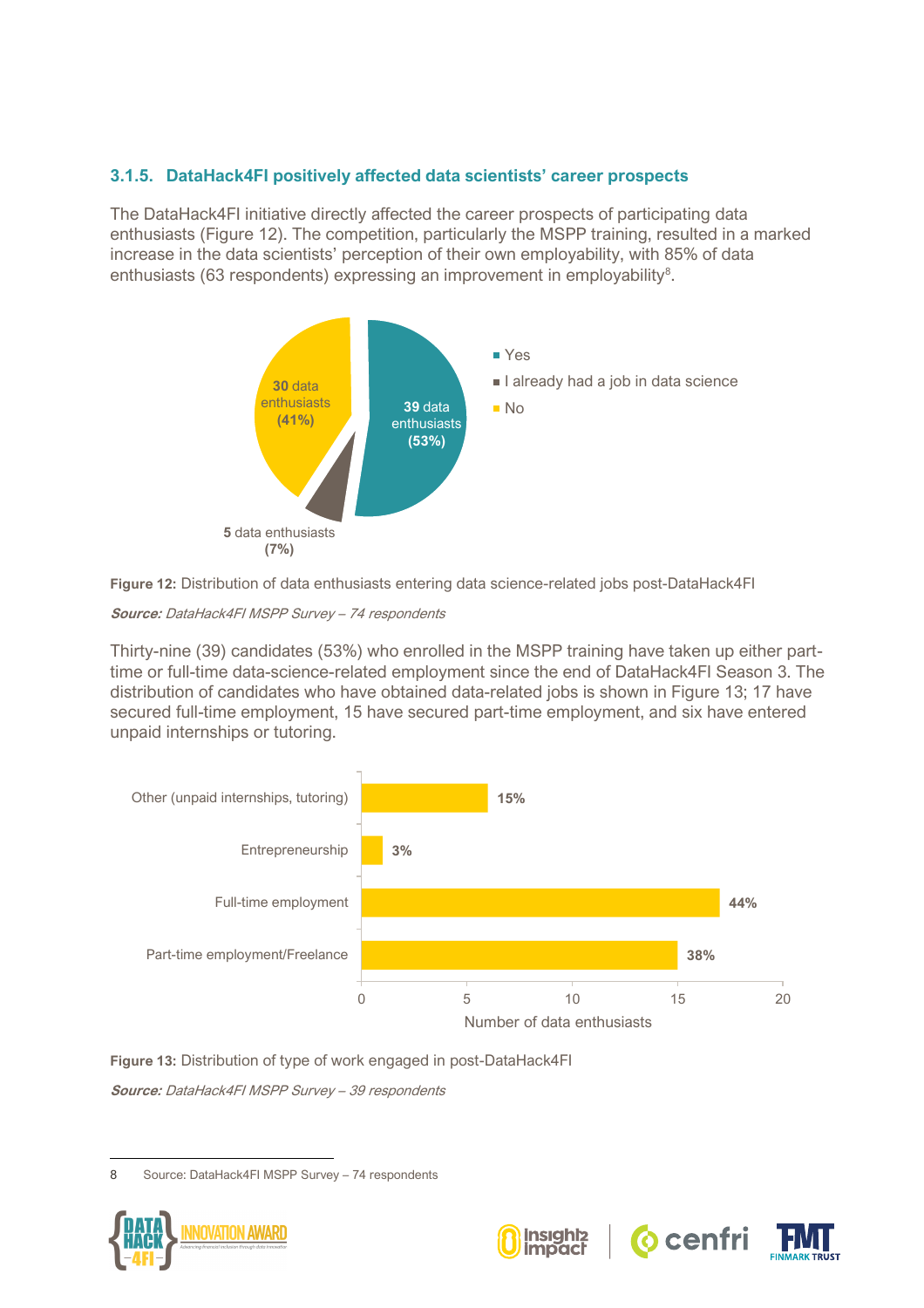### 3.1.5. DataHack4FI positively affected data scientists' career prospects

The DataHack4FI initiative directly affected the career prospects of participating data enthusiasts (Figure 12). The competition, particularly the MSPP training, resulted in a marked increase in the data scientists' perception of their own employability, with 85% of data enthusiasts (63 respondents) expressing an improvement in employability[8].

**Figure 12:** Distribution of data enthusiasts entering data science-related jobs post-DataHack4FI

***Source:*** *DataHack4FI MSPP Survey – 74 respondents*

Thirty-nine (39) candidates (53%) who enrolled in the MSPP training have taken up either part-time or full-time data-science-related employment since the end of DataHack4FI Season 3. The distribution of candidates who have obtained data-related jobs is shown in Figure 13; 17 have secured full-time employment, 15 have secured part-time employment, and six have entered unpaid internships or tutoring.

**Figure 13:** Distribution of type of work engaged in post-DataHack4FI

***Source:*** *DataHack4FI MSPP Survey – 39 respondents*

8 Source: DataHack4FI MSPP Survey – 74 respondents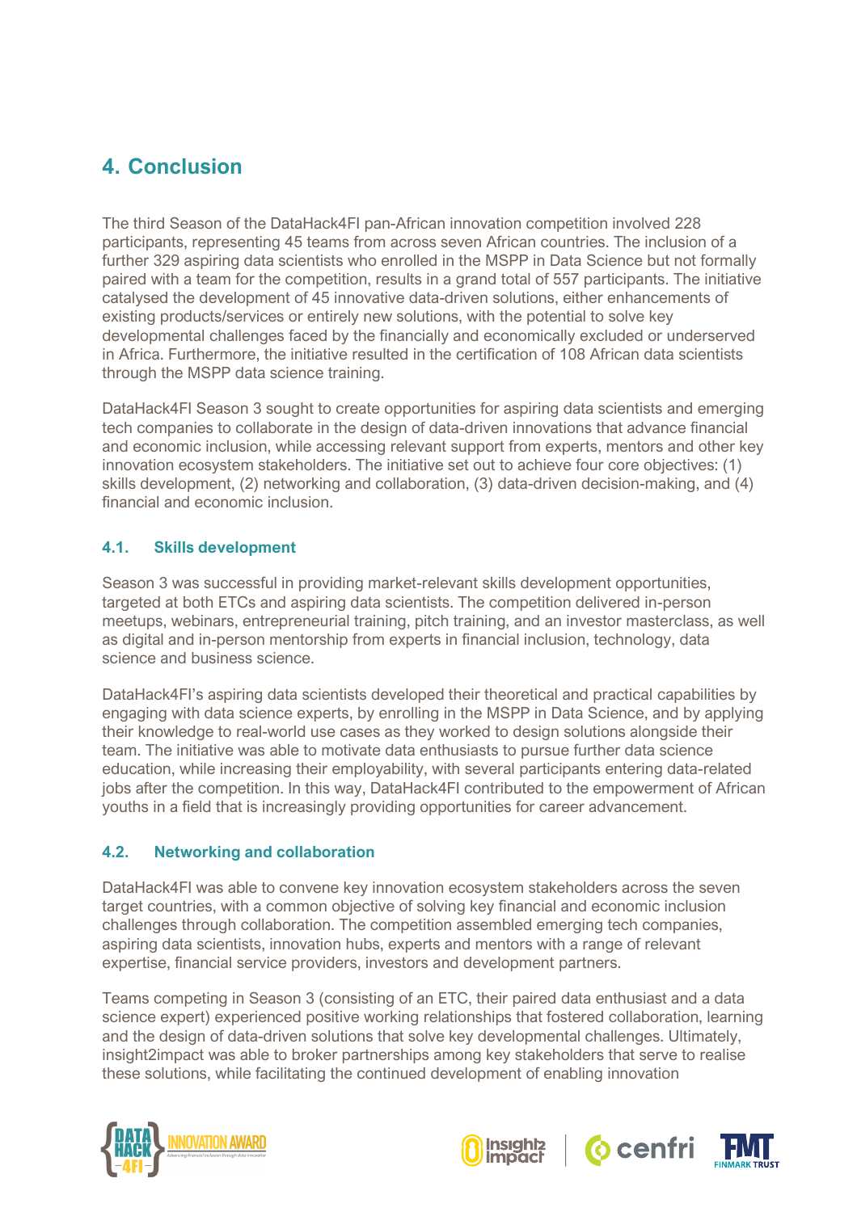## 4. Conclusion

The third Season of the DataHack4FI pan-African innovation competition involved 228 participants, representing 45 teams from across seven African countries. The inclusion of a further 329 aspiring data scientists who enrolled in the MSPP in Data Science but not formally paired with a team for the competition, results in a grand total of 557 participants. The initiative catalysed the development of 45 innovative data-driven solutions, either enhancements of existing products/services or entirely new solutions, with the potential to solve key developmental challenges faced by the financially and economically excluded or underserved in Africa. Furthermore, the initiative resulted in the certification of 108 African data scientists through the MSPP data science training.

DataHack4FI Season 3 sought to create opportunities for aspiring data scientists and emerging tech companies to collaborate in the design of data-driven innovations that advance financial and economic inclusion, while accessing relevant support from experts, mentors and other key innovation ecosystem stakeholders. The initiative set out to achieve four core objectives: (1) skills development, (2) networking and collaboration, (3) data-driven decision-making, and (4) financial and economic inclusion.

### 4.1. Skills development

Season 3 was successful in providing market-relevant skills development opportunities, targeted at both ETCs and aspiring data scientists. The competition delivered in-person meetups, webinars, entrepreneurial training, pitch training, and an investor masterclass, as well as digital and in-person mentorship from experts in financial inclusion, technology, data science and business science.

DataHack4FI's aspiring data scientists developed their theoretical and practical capabilities by engaging with data science experts, by enrolling in the MSPP in Data Science, and by applying their knowledge to real-world use cases as they worked to design solutions alongside their team. The initiative was able to motivate data enthusiasts to pursue further data science education, while increasing their employability, with several participants entering data-related jobs after the competition. In this way, DataHack4FI contributed to the empowerment of African youths in a field that is increasingly providing opportunities for career advancement.

### 4.2. Networking and collaboration

DataHack4FI was able to convene key innovation ecosystem stakeholders across the seven target countries, with a common objective of solving key financial and economic inclusion challenges through collaboration. The competition assembled emerging tech companies, aspiring data scientists, innovation hubs, experts and mentors with a range of relevant expertise, financial service providers, investors and development partners.

Teams competing in Season 3 (consisting of an ETC, their paired data enthusiast and a data science expert) experienced positive working relationships that fostered collaboration, learning and the design of data-driven solutions that solve key developmental challenges. Ultimately, insight2impact was able to broker partnerships among key stakeholders that serve to realise these solutions, while facilitating the continued development of enabling innovation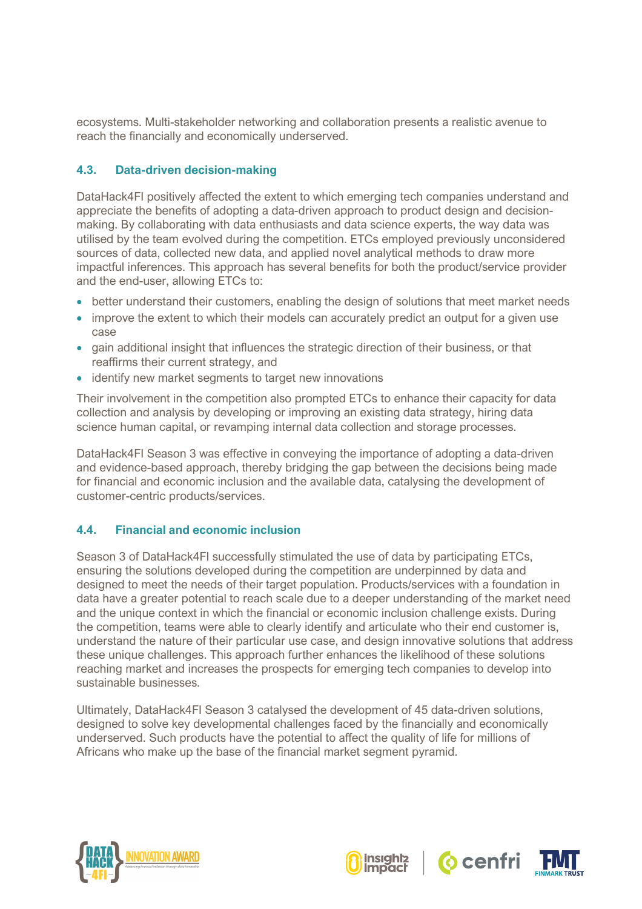ecosystems. Multi-stakeholder networking and collaboration presents a realistic avenue to reach the financially and economically underserved.

### 4.3. Data-driven decision-making

DataHack4FI positively affected the extent to which emerging tech companies understand and appreciate the benefits of adopting a data-driven approach to product design and decision-making. By collaborating with data enthusiasts and data science experts, the way data was utilised by the team evolved during the competition. ETCs employed previously unconsidered sources of data, collected new data, and applied novel analytical methods to draw more impactful inferences. This approach has several benefits for both the product/service provider and the end-user, allowing ETCs to:

- better understand their customers, enabling the design of solutions that meet market needs
- improve the extent to which their models can accurately predict an output for a given use case
- gain additional insight that influences the strategic direction of their business, or that reaffirms their current strategy, and
- identify new market segments to target new innovations

Their involvement in the competition also prompted ETCs to enhance their capacity for data collection and analysis by developing or improving an existing data strategy, hiring data science human capital, or revamping internal data collection and storage processes.

DataHack4FI Season 3 was effective in conveying the importance of adopting a data-driven and evidence-based approach, thereby bridging the gap between the decisions being made for financial and economic inclusion and the available data, catalysing the development of customer-centric products/services.

### 4.4. Financial and economic inclusion

Season 3 of DataHack4FI successfully stimulated the use of data by participating ETCs, ensuring the solutions developed during the competition are underpinned by data and designed to meet the needs of their target population. Products/services with a foundation in data have a greater potential to reach scale due to a deeper understanding of the market need and the unique context in which the financial or economic inclusion challenge exists. During the competition, teams were able to clearly identify and articulate who their end customer is, understand the nature of their particular use case, and design innovative solutions that address these unique challenges. This approach further enhances the likelihood of these solutions reaching market and increases the prospects for emerging tech companies to develop into sustainable businesses.

Ultimately, DataHack4FI Season 3 catalysed the development of 45 data-driven solutions, designed to solve key developmental challenges faced by the financially and economically underserved. Such products have the potential to affect the quality of life for millions of Africans who make up the base of the financial market segment pyramid.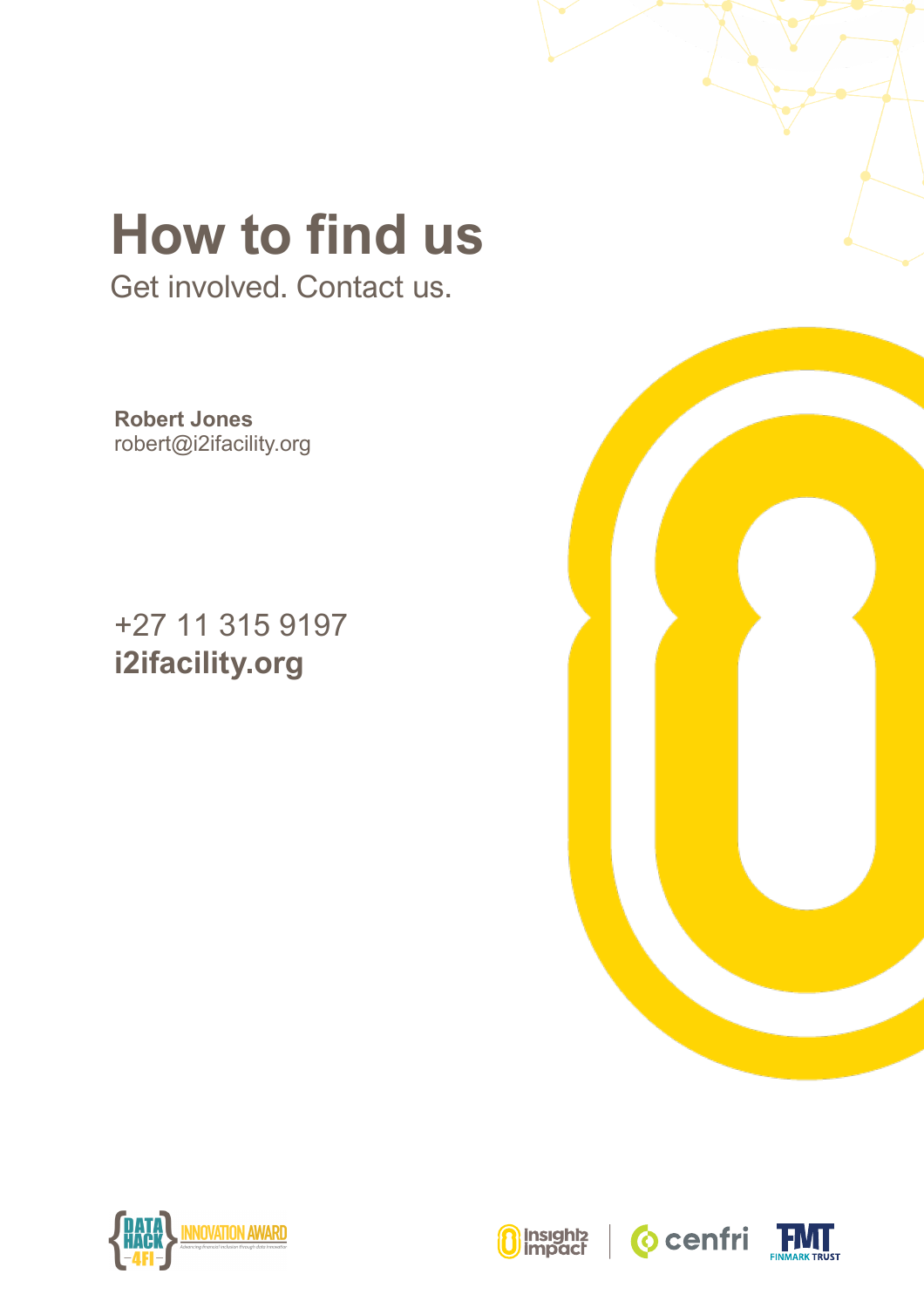# How to find us

Get involved. Contact us.

**Robert Jones**
robert@i2ifacility.org

+27 11 315 9197
**i2ifacility.org**